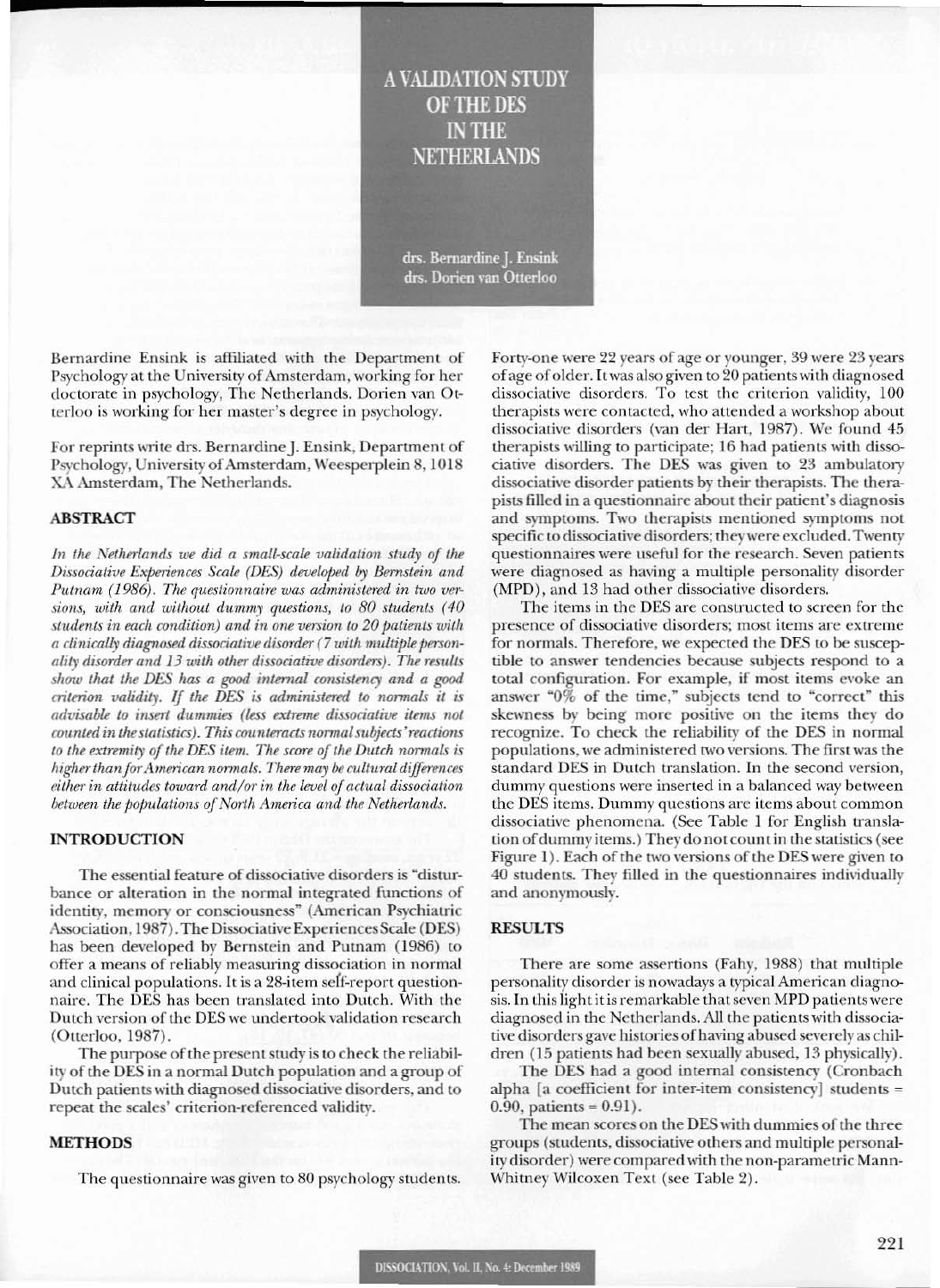# A VALIDATION STUDY OF THE DES IN THE NETHERLANDS

drs. Bernardine J. Ensink
drs. Dorien van Otterloo

Bernardine Ensink is affiliated with the Department of Psychology at the University of Amsterdam, working for her doctorate in psychology, The Netherlands. Dorien van Otterloo is working for her master's degree in psychology.

For reprints write drs. Bernardine J. Ensink, Department of Psychology, University of Amsterdam, Weesperplein 8, 1018 XA Amsterdam, The Netherlands.

## ABSTRACT

*In the Netherlands we did a small-scale validation study of the Dissociative Experiences Scale (DES) developed by Bernstein and Putnam (1986). The questionnaire was administered in two versions, with and without dummy questions, to 80 students (40 students in each condition) and in one version to 20 patients with a clinically diagnosed dissociative disorder (7 with multiple personality disorder and 13 with other dissociative disorders). The results show that the DES has a good internal consistency and a good criterion validity. If the DES is administered to normals it is advisable to insert dummies (less extreme dissociative items not counted in the statistics). This counteracts normal subjects' reactions to the extremity of the DES item. The score of the Dutch normals is higher than for American normals. There may be cultural differences either in attitudes toward and/or in the level of actual dissociation between the populations of North America and the Netherlands.*

## INTRODUCTION

The essential feature of dissociative disorders is "disturbance or alteration in the normal integrated functions of identity, memory or consciousness" (American Psychiatric Association, 1987). The Dissociative Experiences Scale (DES) has been developed by Bernstein and Putnam (1986) to offer a means of reliably measuring dissociation in normal and clinical populations. It is a 28-item self-report questionnaire. The DES has been translated into Dutch. With the Dutch version of the DES we undertook validation research (Otterloo, 1987).

The purpose of the present study is to check the reliability of the DES in a normal Dutch population and a group of Dutch patients with diagnosed dissociative disorders, and to repeat the scales' criterion-referenced validity.

## METHODS

The questionnaire was given to 80 psychology students. Forty-one were 22 years of age or younger, 39 were 23 years of age of older. It was also given to 20 patients with diagnosed dissociative disorders. To test the criterion validity, 100 therapists were contacted, who attended a workshop about dissociative disorders (van der Hart, 1987). We found 45 therapists willing to participate; 16 had patients with dissociative disorders. The DES was given to 23 ambulatory dissociative disorder patients by their therapists. The therapists filled in a questionnaire about their patient's diagnosis and symptoms. Two therapists mentioned symptoms not specific to dissociative disorders; they were excluded. Twenty questionnaires were useful for the research. Seven patients were diagnosed as having a multiple personality disorder (MPD), and 13 had other dissociative disorders.

The items in the DES are constructed to screen for the presence of dissociative disorders; most items are extreme for normals. Therefore, we expected the DES to be susceptible to answer tendencies because subjects respond to a total configuration. For example, if most items evoke an answer "0% of the time," subjects tend to "correct" this skewness by being more positive on the items they do recognize. To check the reliability of the DES in normal populations, we administered two versions. The first was the standard DES in Dutch translation. In the second version, dummy questions were inserted in a balanced way between the DES items. Dummy questions are items about common dissociative phenomena. (See Table 1 for English translation of dummy items.) They do not count in the statistics (see Figure 1). Each of the two versions of the DES were given to 40 students. They filled in the questionnaires individually and anonymously.

## RESULTS

There are some assertions (Fahy, 1988) that multiple personality disorder is nowadays a typical American diagnosis. In this light it is remarkable that seven MPD patients were diagnosed in the Netherlands. All the patients with dissociative disorders gave histories of having abused severely as children (15 patients had been sexually abused, 13 physically).

The DES had a good internal consistency (Cronbach alpha [a coefficient for inter-item consistency] students = 0.90, patients = 0.91).

The mean scores on the DES with dummies of the three groups (students, dissociative others and multiple personality disorder) were compared with the non-parametric Mann-Whitney Wilcoxen Text (see Table 2).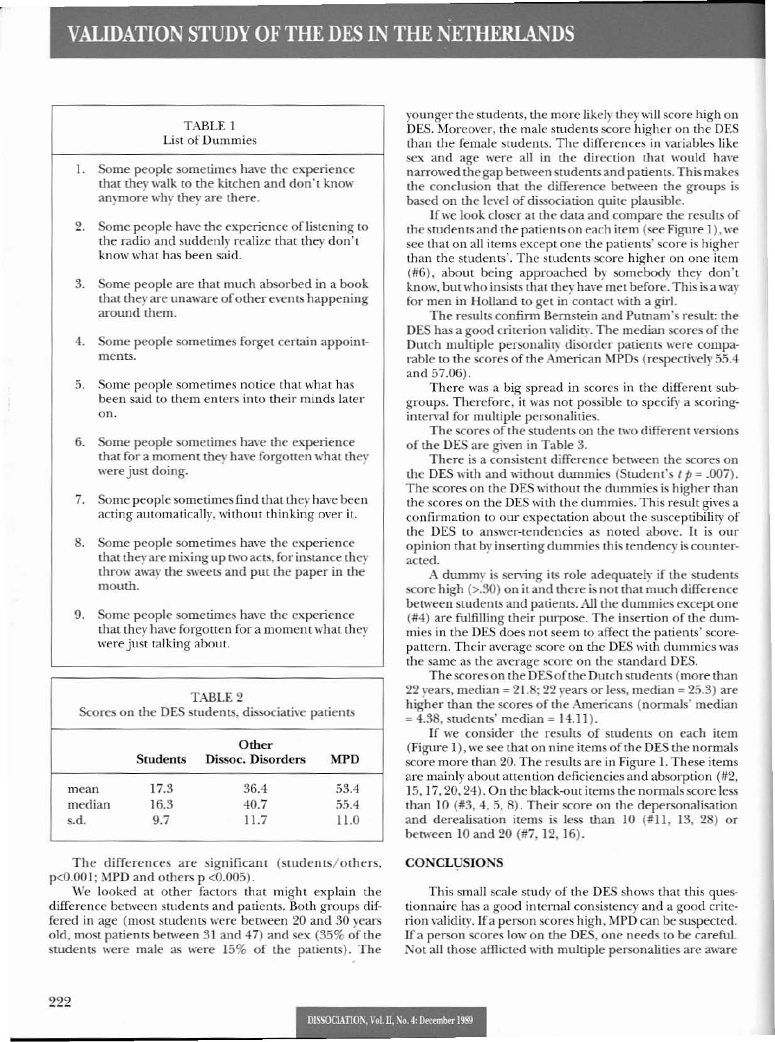TABLE 1
List of Dummies

1. Some people sometimes have the experience that they walk to the kitchen and don't know anymore why they are there.
2. Some people have the experience of listening to the radio and suddenly realize that they don't know what has been said.
3. Some people are that much absorbed in a book that they are unaware of other events happening around them.
4. Some people sometimes forget certain appointments.
5. Some people sometimes notice that what has been said to them enters into their minds later on.
6. Some people sometimes have the experience that for a moment they have forgotten what they were just doing.
7. Some people sometimes find that they have been acting automatically, without thinking over it.
8. Some people sometimes have the experience that they are mixing up two acts, for instance they throw away the sweets and put the paper in the mouth.
9. Some people sometimes have the experience that they have forgotten for a moment what they were just talking about.

TABLE 2
Scores on the DES students, dissociative patients

| | Students | Other Dissoc. Disorders | MPD |
|---|---|---|---|
| mean | 17.3 | 36.4 | 53.4 |
| median | 16.3 | 40.7 | 55.4 |
| s.d. | 9.7 | 11.7 | 11.0 |

The differences are significant (students/others, $p<0.001$; MPD and others $p<0.005$).

We looked at other factors that might explain the difference between students and patients. Both groups differed in age (most students were between 20 and 30 years old, most patients between 31 and 47) and sex (35% of the students were male as were 15% of the patients). The younger the students, the more likely they will score high on DES. Moreover, the male students score higher on the DES than the female students. The differences in variables like sex and age were all in the direction that would have narrowed the gap between students and patients. This makes the conclusion that the difference between the groups is based on the level of dissociation quite plausible.

If we look closer at the data and compare the results of the students and the patients on each item (see Figure 1), we see that on all items except one the patients' score is higher than the students'. The students score higher on one item (#6), about being approached by somebody they don't know, but who insists that they have met before. This is a way for men in Holland to get in contact with a girl.

The results confirm Bernstein and Putnam's result: the DES has a good criterion validity. The median scores of the Dutch multiple personality disorder patients were comparable to the scores of the American MPDs (respectively 55.4 and 57.06).

There was a big spread in scores in the different subgroups. Therefore, it was not possible to specify a scoring-interval for multiple personalities.

The scores of the students on the two different versions of the DES are given in Table 3.

There is a consistent difference between the scores on the DES with and without dummies (Student's $t$ $p = .007$). The scores on the DES without the dummies is higher than the scores on the DES with the dummies. This result gives a confirmation to our expectation about the susceptibility of the DES to answer-tendencies as noted above. It is our opinion that by inserting dummies this tendency is counteracted.

A dummy is serving its role adequately if the students score high (>.30) on it and there is not that much difference between students and patients. All the dummies except one (#4) are fulfilling their purpose. The insertion of the dummies in the DES does not seem to affect the patients' score-pattern. Their average score on the DES with dummies was the same as the average score on the standard DES.

The scores on the DES of the Dutch students (more than 22 years, median = 21.8; 22 years or less, median = 25.3) are higher than the scores of the Americans (normals' median = 4.38, students' median = 14.11).

If we consider the results of students on each item (Figure 1), we see that on nine items of the DES the normals score more than 20. The results are in Figure 1. These items are mainly about attention deficiencies and absorption (#2, 15, 17, 20, 24). On the black-out items the normals score less than 10 (#3, 4, 5, 8). Their score on the depersonalisation and derealisation items is less than 10 (#11, 13, 28) or between 10 and 20 (#7, 12, 16).

## CONCLUSIONS

This small scale study of the DES shows that this questionnaire has a good internal consistency and a good criterion validity. If a person scores high, MPD can be suspected. If a person scores low on the DES, one needs to be careful. Not all those afflicted with multiple personalities are aware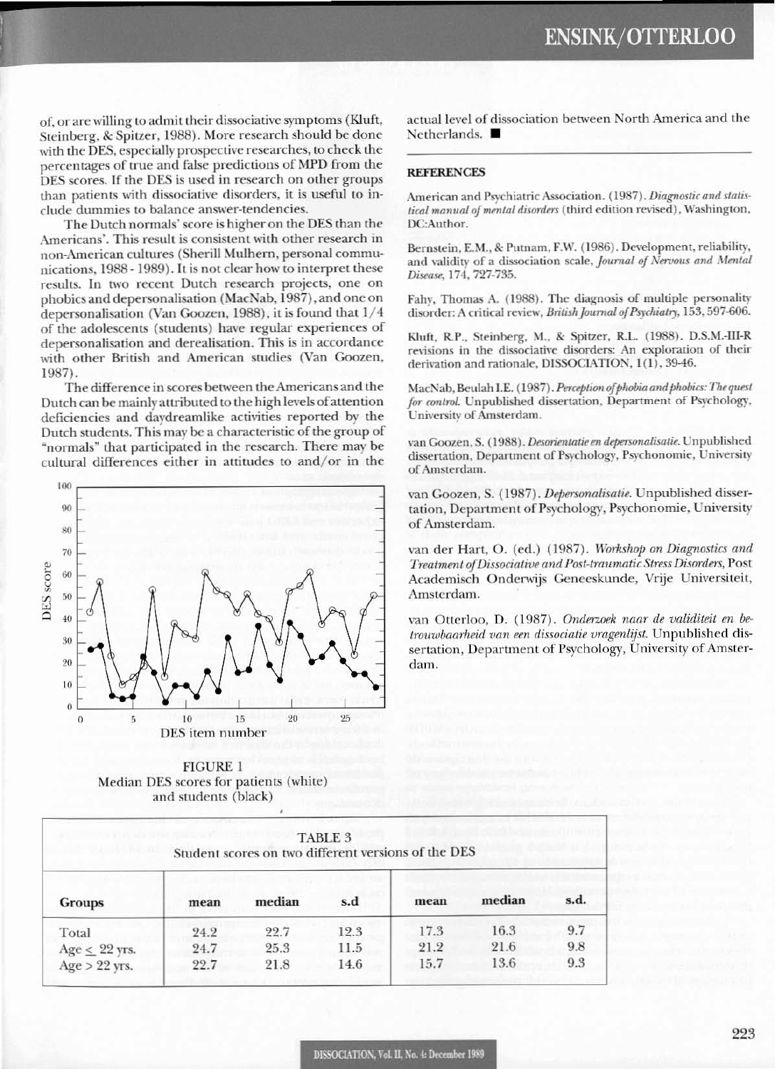of, or are willing to admit their dissociative symptoms (Kluft, Steinberg, & Spitzer, 1988). More research should be done with the DES, especially prospective researches, to check the percentages of true and false predictions of MPD from the DES scores. If the DES is used in research on other groups than patients with dissociative disorders, it is useful to include dummies to balance answer-tendencies.

The Dutch normals' score is higher on the DES than the Americans'. This result is consistent with other research in non-American cultures (Sherill Mulhern, personal communications, 1988 - 1989). It is not clear how to interpret these results. In two recent Dutch research projects, one on phobics and depersonalisation (MacNab, 1987), and one on depersonalisation (Van Goozen, 1988), it is found that 1/4 of the adolescents (students) have regular experiences of depersonalisation and derealisation. This is in accordance with other British and American studies (Van Goozen, 1987).

The difference in scores between the Americans and the Dutch can be mainly attributed to the high levels of attention deficiencies and daydreamlike activities reported by the Dutch students. This may be a characteristic of the group of "normals" that participated in the research. There may be cultural differences either in attitudes to and/or in the actual level of dissociation between North America and the Netherlands. ■

DES score
100
90
80
70
60
50
40
30
20
10
0
0
5
10
15
20
25
DES item number

FIGURE 1
Median DES scores for patients (white) and students (black)

TABLE 3
Student scores on two different versions of the DES

| Groups | mean | median | s.d | mean | median | s.d. |
|---|---|---|---|---|---|---|
| Total | 24.2 | 22.7 | 12.3 | 17.3 | 16.3 | 9.7 |
| Age ≤ 22 yrs. | 24.7 | 25.3 | 11.5 | 21.2 | 21.6 | 9.8 |
| Age > 22 yrs. | 22.7 | 21.8 | 14.6 | 15.7 | 13.6 | 9.3 |

## REFERENCES

American and Psychiatric Association. (1987). *Diagnostic and statistical manual of mental disorders* (third edition revised), Washington, DC:Author.

Bernstein, E.M., & Putnam, F.W. (1986). Development, reliability, and validity of a dissociation scale, *Journal of Nervous and Mental Disease*, 174, 727-735.

Fahy, Thomas A. (1988). The diagnosis of multiple personality disorder: A critical review, *British Journal of Psychiatry*, 153, 597-606.

Kluft, R.P., Steinberg, M., & Spitzer, R.L. (1988). D.S.M.-III-R revisions in the dissociative disorders: An exploration of their derivation and rationale, DISSOCIATION, 1(1), 39-46.

MacNab, Beulah I.E. (1987). *Perception of phobia and phobics: The quest for control.* Unpublished dissertation, Department of Psychology, University of Amsterdam.

van Goozen, S. (1988). *Desorientatie en depersonalisatie.* Unpublished dissertation, Department of Psychology, Psychonomie, University of Amsterdam.

van Goozen, S. (1987). *Depersonalisatie.* Unpublished dissertation, Department of Psychology, Psychonomie, University of Amsterdam.

van der Hart, O. (ed.) (1987). *Workshop on Diagnostics and Treatment of Dissociative and Post-traumatic Stress Disorders,* Post Academisch Onderwijs Geneeskunde, Vrije Universiteit, Amsterdam.

van Otterloo, D. (1987). *Onderzoek naar de validiteit en betrouwbaarheid van een dissociatie vragenlijst.* Unpublished dissertation, Department of Psychology, University of Amsterdam.